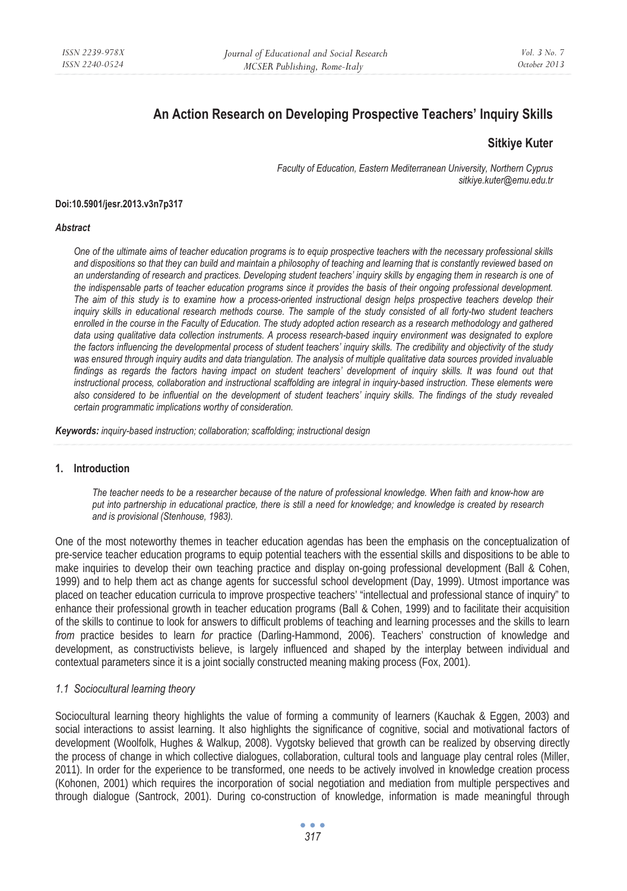# An Action Research on Developing Prospective Teachers' Inquiry Skills

**Sitkiye Kuter**

*Faculty of Education, Eastern Mediterranean University, Northern Cyprus*
*sitkiye.kuter@emu.edu.tr*

**Doi:10.5901/jesr.2013.v3n7p317**

### *Abstract*

*One of the ultimate aims of teacher education programs is to equip prospective teachers with the necessary professional skills and dispositions so that they can build and maintain a philosophy of teaching and learning that is constantly reviewed based on an understanding of research and practices. Developing student teachers' inquiry skills by engaging them in research is one of the indispensable parts of teacher education programs since it provides the basis of their ongoing professional development. The aim of this study is to examine how a process-oriented instructional design helps prospective teachers develop their inquiry skills in educational research methods course. The sample of the study consisted of all forty-two student teachers enrolled in the course in the Faculty of Education. The study adopted action research as a research methodology and gathered data using qualitative data collection instruments. A process research-based inquiry environment was designated to explore the factors influencing the developmental process of student teachers' inquiry skills. The credibility and objectivity of the study was ensured through inquiry audits and data triangulation. The analysis of multiple qualitative data sources provided invaluable findings as regards the factors having impact on student teachers' development of inquiry skills. It was found out that instructional process, collaboration and instructional scaffolding are integral in inquiry-based instruction. These elements were also considered to be influential on the development of student teachers' inquiry skills. The findings of the study revealed certain programmatic implications worthy of consideration.*

***Keywords:*** *inquiry-based instruction; collaboration; scaffolding; instructional design*

## 1. Introduction

> *The teacher needs to be a researcher because of the nature of professional knowledge. When faith and know-how are put into partnership in educational practice, there is still a need for knowledge; and knowledge is created by research and is provisional (Stenhouse, 1983).*

One of the most noteworthy themes in teacher education agendas has been the emphasis on the conceptualization of pre-service teacher education programs to equip potential teachers with the essential skills and dispositions to be able to make inquiries to develop their own teaching practice and display on-going professional development (Ball & Cohen, 1999) and to help them act as change agents for successful school development (Day, 1999). Utmost importance was placed on teacher education curricula to improve prospective teachers' "intellectual and professional stance of inquiry" to enhance their professional growth in teacher education programs (Ball & Cohen, 1999) and to facilitate their acquisition of the skills to continue to look for answers to difficult problems of teaching and learning processes and the skills to learn *from* practice besides to learn *for* practice (Darling-Hammond, 2006). Teachers' construction of knowledge and development, as constructivists believe, is largely influenced and shaped by the interplay between individual and contextual parameters since it is a joint socially constructed meaning making process (Fox, 2001).

### *1.1 Sociocultural learning theory*

Sociocultural learning theory highlights the value of forming a community of learners (Kauchak & Eggen, 2003) and social interactions to assist learning. It also highlights the significance of cognitive, social and motivational factors of development (Woolfolk, Hughes & Walkup, 2008). Vygotsky believed that growth can be realized by observing directly the process of change in which collective dialogues, collaboration, cultural tools and language play central roles (Miller, 2011). In order for the experience to be transformed, one needs to be actively involved in knowledge creation process (Kohonen, 2001) which requires the incorporation of social negotiation and mediation from multiple perspectives and through dialogue (Santrock, 2001). During co-construction of knowledge, information is made meaningful through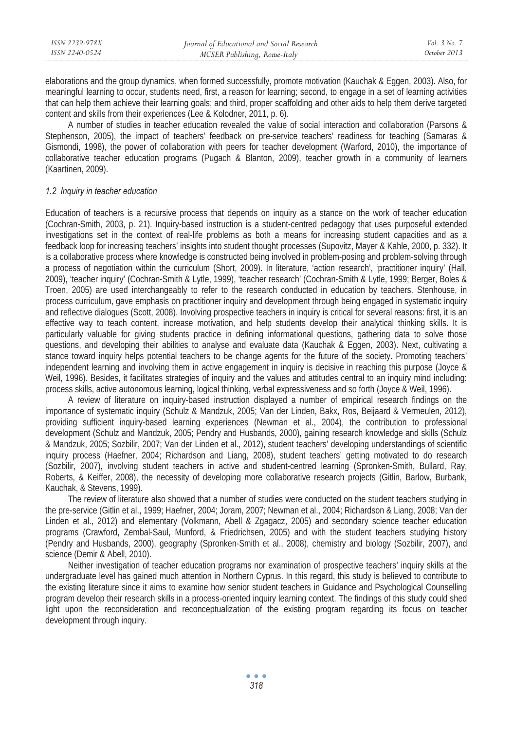elaborations and the group dynamics, when formed successfully, promote motivation (Kauchak & Eggen, 2003). Also, for meaningful learning to occur, students need, first, a reason for learning; second, to engage in a set of learning activities that can help them achieve their learning goals; and third, proper scaffolding and other aids to help them derive targeted content and skills from their experiences (Lee & Kolodner, 2011, p. 6).

A number of studies in teacher education revealed the value of social interaction and collaboration (Parsons & Stephenson, 2005), the impact of teachers' feedback on pre-service teachers' readiness for teaching (Samaras & Gismondi, 1998), the power of collaboration with peers for teacher development (Warford, 2010), the importance of collaborative teacher education programs (Pugach & Blanton, 2009), teacher growth in a community of learners (Kaartinen, 2009).

### *1.2 Inquiry in teacher education*

Education of teachers is a recursive process that depends on inquiry as a stance on the work of teacher education (Cochran-Smith, 2003, p. 21). Inquiry-based instruction is a student-centred pedagogy that uses purposeful extended investigations set in the context of real-life problems as both a means for increasing student capacities and as a feedback loop for increasing teachers' insights into student thought processes (Supovitz, Mayer & Kahle, 2000, p. 332). It is a collaborative process where knowledge is constructed being involved in problem-posing and problem-solving through a process of negotiation within the curriculum (Short, 2009). In literature, 'action research', 'practitioner inquiry' (Hall, 2009), 'teacher inquiry' (Cochran-Smith & Lytle, 1999), 'teacher research' (Cochran-Smith & Lytle, 1999; Berger, Boles & Troen, 2005) are used interchangeably to refer to the research conducted in education by teachers. Stenhouse, in process curriculum, gave emphasis on practitioner inquiry and development through being engaged in systematic inquiry and reflective dialogues (Scott, 2008). Involving prospective teachers in inquiry is critical for several reasons: first, it is an effective way to teach content, increase motivation, and help students develop their analytical thinking skills. It is particularly valuable for giving students practice in defining informational questions, gathering data to solve those questions, and developing their abilities to analyse and evaluate data (Kauchak & Eggen, 2003). Next, cultivating a stance toward inquiry helps potential teachers to be change agents for the future of the society. Promoting teachers' independent learning and involving them in active engagement in inquiry is decisive in reaching this purpose (Joyce & Weil, 1996). Besides, it facilitates strategies of inquiry and the values and attitudes central to an inquiry mind including: process skills, active autonomous learning, logical thinking, verbal expressiveness and so forth (Joyce & Weil, 1996).

A review of literature on inquiry-based instruction displayed a number of empirical research findings on the importance of systematic inquiry (Schulz & Mandzuk, 2005; Van der Linden, Bakx, Ros, Beijaard & Vermeulen, 2012), providing sufficient inquiry-based learning experiences (Newman et al., 2004), the contribution to professional development (Schulz and Mandzuk, 2005; Pendry and Husbands, 2000), gaining research knowledge and skills (Schulz & Mandzuk, 2005; Sozbilir, 2007; Van der Linden et al., 2012), student teachers' developing understandings of scientific inquiry process (Haefner, 2004; Richardson and Liang, 2008), student teachers' getting motivated to do research (Sozbilir, 2007), involving student teachers in active and student-centred learning (Spronken-Smith, Bullard, Ray, Roberts, & Keiffer, 2008), the necessity of developing more collaborative research projects (Gitlin, Barlow, Burbank, Kauchak, & Stevens, 1999).

The review of literature also showed that a number of studies were conducted on the student teachers studying in the pre-service (Gitlin et al., 1999; Haefner, 2004; Joram, 2007; Newman et al., 2004; Richardson & Liang, 2008; Van der Linden et al., 2012) and elementary (Volkmann, Abell & Zgagacz, 2005) and secondary science teacher education programs (Crawford, Zembal-Saul, Munford, & Friedrichsen, 2005) and with the student teachers studying history (Pendry and Husbands, 2000), geography (Spronken-Smith et al., 2008), chemistry and biology (Sozbilir, 2007), and science (Demir & Abell, 2010).

Neither investigation of teacher education programs nor examination of prospective teachers' inquiry skills at the undergraduate level has gained much attention in Northern Cyprus. In this regard, this study is believed to contribute to the existing literature since it aims to examine how senior student teachers in Guidance and Psychological Counselling program develop their research skills in a process-oriented inquiry learning context. The findings of this study could shed light upon the reconsideration and reconceptualization of the existing program regarding its focus on teacher development through inquiry.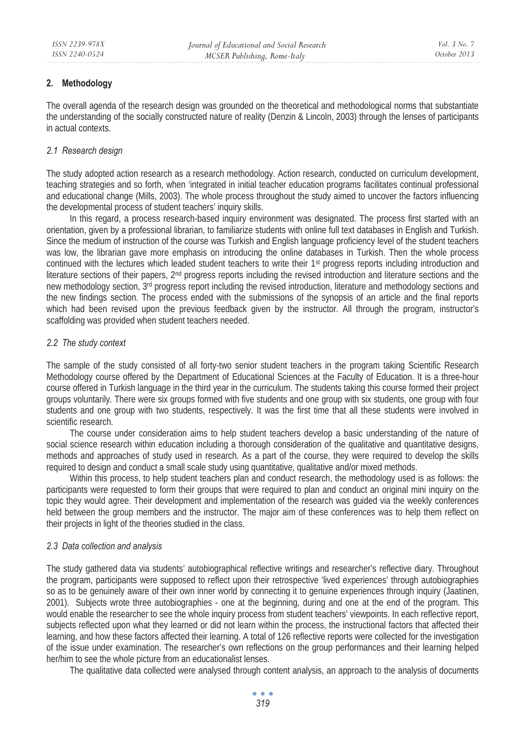## 2. Methodology

The overall agenda of the research design was grounded on the theoretical and methodological norms that substantiate the understanding of the socially constructed nature of reality (Denzin & Lincoln, 2003) through the lenses of participants in actual contexts.

### *2.1 Research design*

The study adopted action research as a research methodology. Action research, conducted on curriculum development, teaching strategies and so forth, when 'integrated in initial teacher education programs facilitates continual professional and educational change (Mills, 2003). The whole process throughout the study aimed to uncover the factors influencing the developmental process of student teachers' inquiry skills.

In this regard, a process research-based inquiry environment was designated. The process first started with an orientation, given by a professional librarian, to familiarize students with online full text databases in English and Turkish. Since the medium of instruction of the course was Turkish and English language proficiency level of the student teachers was low, the librarian gave more emphasis on introducing the online databases in Turkish. Then the whole process continued with the lectures which leaded student teachers to write their 1st progress reports including introduction and literature sections of their papers, 2nd progress reports including the revised introduction and literature sections and the new methodology section, 3rd progress report including the revised introduction, literature and methodology sections and the new findings section. The process ended with the submissions of the synopsis of an article and the final reports which had been revised upon the previous feedback given by the instructor. All through the program, instructor's scaffolding was provided when student teachers needed.

### *2.2 The study context*

The sample of the study consisted of all forty-two senior student teachers in the program taking Scientific Research Methodology course offered by the Department of Educational Sciences at the Faculty of Education. It is a three-hour course offered in Turkish language in the third year in the curriculum. The students taking this course formed their project groups voluntarily. There were six groups formed with five students and one group with six students, one group with four students and one group with two students, respectively. It was the first time that all these students were involved in scientific research.

The course under consideration aims to help student teachers develop a basic understanding of the nature of social science research within education including a thorough consideration of the qualitative and quantitative designs, methods and approaches of study used in research. As a part of the course, they were required to develop the skills required to design and conduct a small scale study using quantitative, qualitative and/or mixed methods.

Within this process, to help student teachers plan and conduct research, the methodology used is as follows: the participants were requested to form their groups that were required to plan and conduct an original mini inquiry on the topic they would agree. Their development and implementation of the research was guided via the weekly conferences held between the group members and the instructor. The major aim of these conferences was to help them reflect on their projects in light of the theories studied in the class.

### *2.3 Data collection and analysis*

The study gathered data via students' autobiographical reflective writings and researcher's reflective diary. Throughout the program, participants were supposed to reflect upon their retrospective 'lived experiences' through autobiographies so as to be genuinely aware of their own inner world by connecting it to genuine experiences through inquiry (Jaatinen, 2001). Subjects wrote three autobiographies - one at the beginning, during and one at the end of the program. This would enable the researcher to see the whole inquiry process from student teachers' viewpoints. In each reflective report, subjects reflected upon what they learned or did not learn within the process, the instructional factors that affected their learning, and how these factors affected their learning. A total of 126 reflective reports were collected for the investigation of the issue under examination. The researcher's own reflections on the group performances and their learning helped her/him to see the whole picture from an educationalist lenses.

The qualitative data collected were analysed through content analysis, an approach to the analysis of documents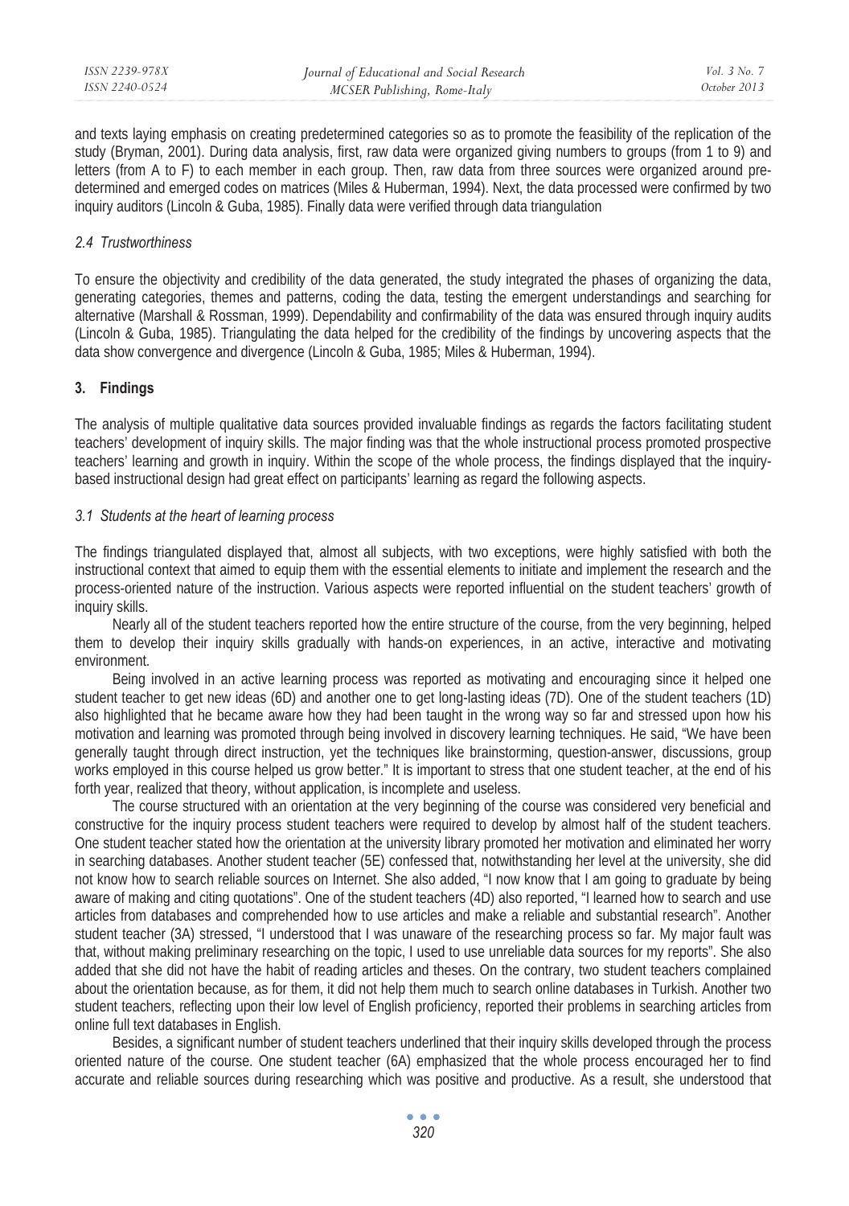and texts laying emphasis on creating predetermined categories so as to promote the feasibility of the replication of the study (Bryman, 2001). During data analysis, first, raw data were organized giving numbers to groups (from 1 to 9) and letters (from A to F) to each member in each group. Then, raw data from three sources were organized around pre-determined and emerged codes on matrices (Miles & Huberman, 1994). Next, the data processed were confirmed by two inquiry auditors (Lincoln & Guba, 1985). Finally data were verified through data triangulation

### *2.4 Trustworthiness*

To ensure the objectivity and credibility of the data generated, the study integrated the phases of organizing the data, generating categories, themes and patterns, coding the data, testing the emergent understandings and searching for alternative (Marshall & Rossman, 1999). Dependability and confirmability of the data was ensured through inquiry audits (Lincoln & Guba, 1985). Triangulating the data helped for the credibility of the findings by uncovering aspects that the data show convergence and divergence (Lincoln & Guba, 1985; Miles & Huberman, 1994).

## **3. Findings**

The analysis of multiple qualitative data sources provided invaluable findings as regards the factors facilitating student teachers' development of inquiry skills. The major finding was that the whole instructional process promoted prospective teachers' learning and growth in inquiry. Within the scope of the whole process, the findings displayed that the inquiry-based instructional design had great effect on participants' learning as regard the following aspects.

### *3.1 Students at the heart of learning process*

The findings triangulated displayed that, almost all subjects, with two exceptions, were highly satisfied with both the instructional context that aimed to equip them with the essential elements to initiate and implement the research and the process-oriented nature of the instruction. Various aspects were reported influential on the student teachers' growth of inquiry skills.

Nearly all of the student teachers reported how the entire structure of the course, from the very beginning, helped them to develop their inquiry skills gradually with hands-on experiences, in an active, interactive and motivating environment.

Being involved in an active learning process was reported as motivating and encouraging since it helped one student teacher to get new ideas (6D) and another one to get long-lasting ideas (7D). One of the student teachers (1D) also highlighted that he became aware how they had been taught in the wrong way so far and stressed upon how his motivation and learning was promoted through being involved in discovery learning techniques. He said, "We have been generally taught through direct instruction, yet the techniques like brainstorming, question-answer, discussions, group works employed in this course helped us grow better." It is important to stress that one student teacher, at the end of his forth year, realized that theory, without application, is incomplete and useless.

The course structured with an orientation at the very beginning of the course was considered very beneficial and constructive for the inquiry process student teachers were required to develop by almost half of the student teachers. One student teacher stated how the orientation at the university library promoted her motivation and eliminated her worry in searching databases. Another student teacher (5E) confessed that, notwithstanding her level at the university, she did not know how to search reliable sources on Internet. She also added, "I now know that I am going to graduate by being aware of making and citing quotations". One of the student teachers (4D) also reported, "I learned how to search and use articles from databases and comprehended how to use articles and make a reliable and substantial research". Another student teacher (3A) stressed, "I understood that I was unaware of the researching process so far. My major fault was that, without making preliminary researching on the topic, I used to use unreliable data sources for my reports". She also added that she did not have the habit of reading articles and theses. On the contrary, two student teachers complained about the orientation because, as for them, it did not help them much to search online databases in Turkish. Another two student teachers, reflecting upon their low level of English proficiency, reported their problems in searching articles from online full text databases in English.

Besides, a significant number of student teachers underlined that their inquiry skills developed through the process oriented nature of the course. One student teacher (6A) emphasized that the whole process encouraged her to find accurate and reliable sources during researching which was positive and productive. As a result, she understood that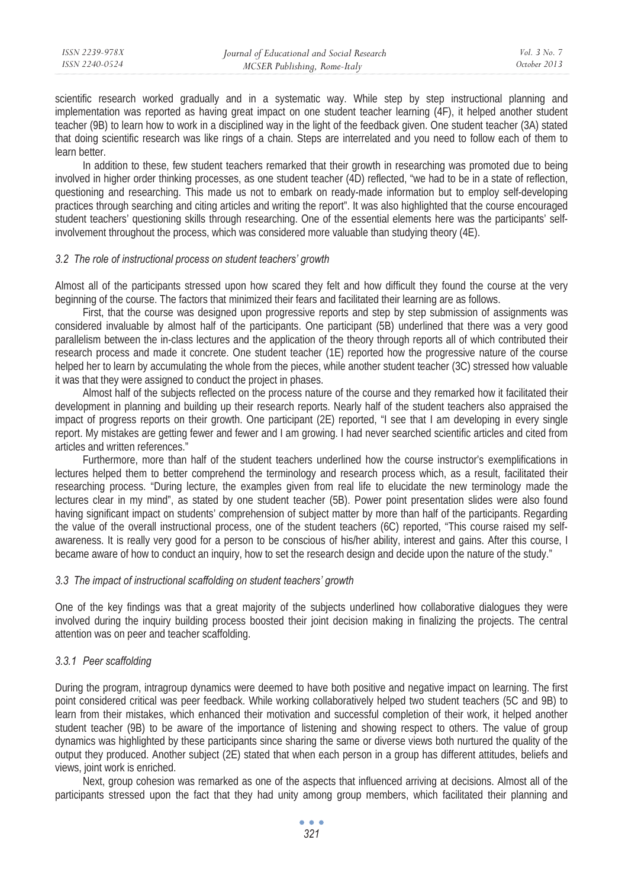scientific research worked gradually and in a systematic way. While step by step instructional planning and implementation was reported as having great impact on one student teacher learning (4F), it helped another student teacher (9B) to learn how to work in a disciplined way in the light of the feedback given. One student teacher (3A) stated that doing scientific research was like rings of a chain. Steps are interrelated and you need to follow each of them to learn better.

In addition to these, few student teachers remarked that their growth in researching was promoted due to being involved in higher order thinking processes, as one student teacher (4D) reflected, "we had to be in a state of reflection, questioning and researching. This made us not to embark on ready-made information but to employ self-developing practices through searching and citing articles and writing the report". It was also highlighted that the course encouraged student teachers' questioning skills through researching. One of the essential elements here was the participants' self-involvement throughout the process, which was considered more valuable than studying theory (4E).

### *3.2 The role of instructional process on student teachers' growth*

Almost all of the participants stressed upon how scared they felt and how difficult they found the course at the very beginning of the course. The factors that minimized their fears and facilitated their learning are as follows.

First, that the course was designed upon progressive reports and step by step submission of assignments was considered invaluable by almost half of the participants. One participant (5B) underlined that there was a very good parallelism between the in-class lectures and the application of the theory through reports all of which contributed their research process and made it concrete. One student teacher (1E) reported how the progressive nature of the course helped her to learn by accumulating the whole from the pieces, while another student teacher (3C) stressed how valuable it was that they were assigned to conduct the project in phases.

Almost half of the subjects reflected on the process nature of the course and they remarked how it facilitated their development in planning and building up their research reports. Nearly half of the student teachers also appraised the impact of progress reports on their growth. One participant (2E) reported, "I see that I am developing in every single report. My mistakes are getting fewer and fewer and I am growing. I had never searched scientific articles and cited from articles and written references."

Furthermore, more than half of the student teachers underlined how the course instructor's exemplifications in lectures helped them to better comprehend the terminology and research process which, as a result, facilitated their researching process. "During lecture, the examples given from real life to elucidate the new terminology made the lectures clear in my mind", as stated by one student teacher (5B). Power point presentation slides were also found having significant impact on students' comprehension of subject matter by more than half of the participants. Regarding the value of the overall instructional process, one of the student teachers (6C) reported, "This course raised my self-awareness. It is really very good for a person to be conscious of his/her ability, interest and gains. After this course, I became aware of how to conduct an inquiry, how to set the research design and decide upon the nature of the study."

### *3.3 The impact of instructional scaffolding on student teachers' growth*

One of the key findings was that a great majority of the subjects underlined how collaborative dialogues they were involved during the inquiry building process boosted their joint decision making in finalizing the projects. The central attention was on peer and teacher scaffolding.

#### *3.3.1 Peer scaffolding*

During the program, intragroup dynamics were deemed to have both positive and negative impact on learning. The first point considered critical was peer feedback. While working collaboratively helped two student teachers (5C and 9B) to learn from their mistakes, which enhanced their motivation and successful completion of their work, it helped another student teacher (9B) to be aware of the importance of listening and showing respect to others. The value of group dynamics was highlighted by these participants since sharing the same or diverse views both nurtured the quality of the output they produced. Another subject (2E) stated that when each person in a group has different attitudes, beliefs and views, joint work is enriched.

Next, group cohesion was remarked as one of the aspects that influenced arriving at decisions. Almost all of the participants stressed upon the fact that they had unity among group members, which facilitated their planning and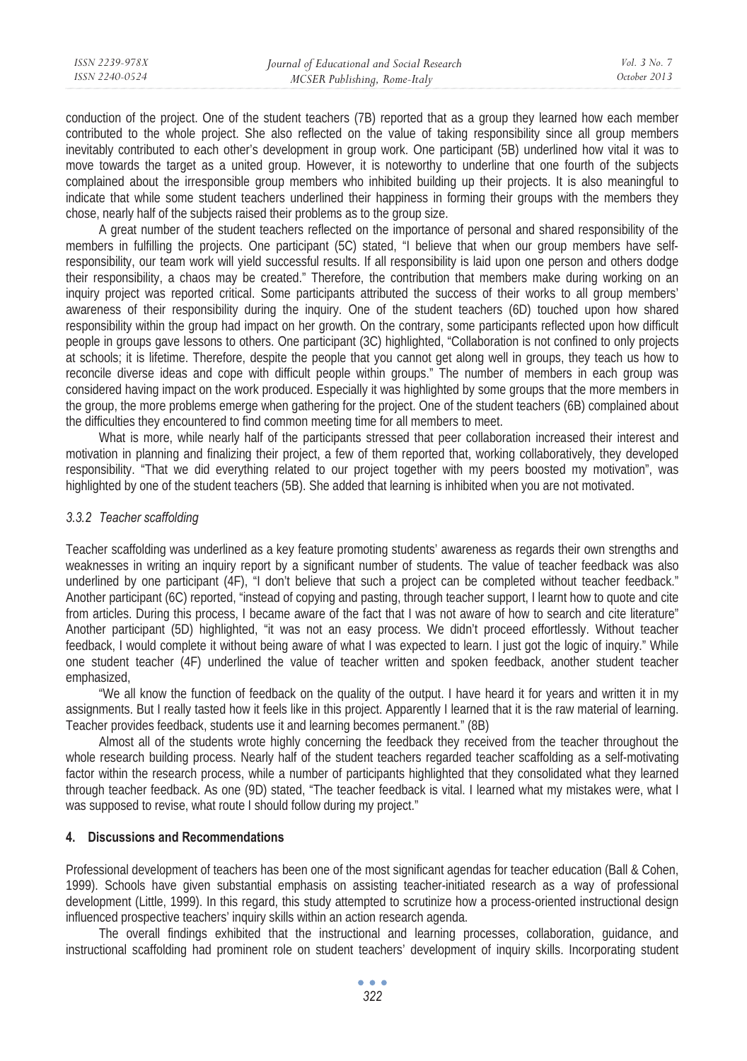conduction of the project. One of the student teachers (7B) reported that as a group they learned how each member contributed to the whole project. She also reflected on the value of taking responsibility since all group members inevitably contributed to each other's development in group work. One participant (5B) underlined how vital it was to move towards the target as a united group. However, it is noteworthy to underline that one fourth of the subjects complained about the irresponsible group members who inhibited building up their projects. It is also meaningful to indicate that while some student teachers underlined their happiness in forming their groups with the members they chose, nearly half of the subjects raised their problems as to the group size.

A great number of the student teachers reflected on the importance of personal and shared responsibility of the members in fulfilling the projects. One participant (5C) stated, "I believe that when our group members have self-responsibility, our team work will yield successful results. If all responsibility is laid upon one person and others dodge their responsibility, a chaos may be created." Therefore, the contribution that members make during working on an inquiry project was reported critical. Some participants attributed the success of their works to all group members' awareness of their responsibility during the inquiry. One of the student teachers (6D) touched upon how shared responsibility within the group had impact on her growth. On the contrary, some participants reflected upon how difficult people in groups gave lessons to others. One participant (3C) highlighted, "Collaboration is not confined to only projects at schools; it is lifetime. Therefore, despite the people that you cannot get along well in groups, they teach us how to reconcile diverse ideas and cope with difficult people within groups." The number of members in each group was considered having impact on the work produced. Especially it was highlighted by some groups that the more members in the group, the more problems emerge when gathering for the project. One of the student teachers (6B) complained about the difficulties they encountered to find common meeting time for all members to meet.

What is more, while nearly half of the participants stressed that peer collaboration increased their interest and motivation in planning and finalizing their project, a few of them reported that, working collaboratively, they developed responsibility. "That we did everything related to our project together with my peers boosted my motivation", was highlighted by one of the student teachers (5B). She added that learning is inhibited when you are not motivated.

#### *3.3.2 Teacher scaffolding*

Teacher scaffolding was underlined as a key feature promoting students' awareness as regards their own strengths and weaknesses in writing an inquiry report by a significant number of students. The value of teacher feedback was also underlined by one participant (4F), "I don't believe that such a project can be completed without teacher feedback." Another participant (6C) reported, "instead of copying and pasting, through teacher support, I learnt how to quote and cite from articles. During this process, I became aware of the fact that I was not aware of how to search and cite literature" Another participant (5D) highlighted, "it was not an easy process. We didn't proceed effortlessly. Without teacher feedback, I would complete it without being aware of what I was expected to learn. I just got the logic of inquiry." While one student teacher (4F) underlined the value of teacher written and spoken feedback, another student teacher emphasized,

"We all know the function of feedback on the quality of the output. I have heard it for years and written it in my assignments. But I really tasted how it feels like in this project. Apparently I learned that it is the raw material of learning. Teacher provides feedback, students use it and learning becomes permanent." (8B)

Almost all of the students wrote highly concerning the feedback they received from the teacher throughout the whole research building process. Nearly half of the student teachers regarded teacher scaffolding as a self-motivating factor within the research process, while a number of participants highlighted that they consolidated what they learned through teacher feedback. As one (9D) stated, "The teacher feedback is vital. I learned what my mistakes were, what I was supposed to revise, what route I should follow during my project."

## 4. Discussions and Recommendations

Professional development of teachers has been one of the most significant agendas for teacher education (Ball & Cohen, 1999). Schools have given substantial emphasis on assisting teacher-initiated research as a way of professional development (Little, 1999). In this regard, this study attempted to scrutinize how a process-oriented instructional design influenced prospective teachers' inquiry skills within an action research agenda.

The overall findings exhibited that the instructional and learning processes, collaboration, guidance, and instructional scaffolding had prominent role on student teachers' development of inquiry skills. Incorporating student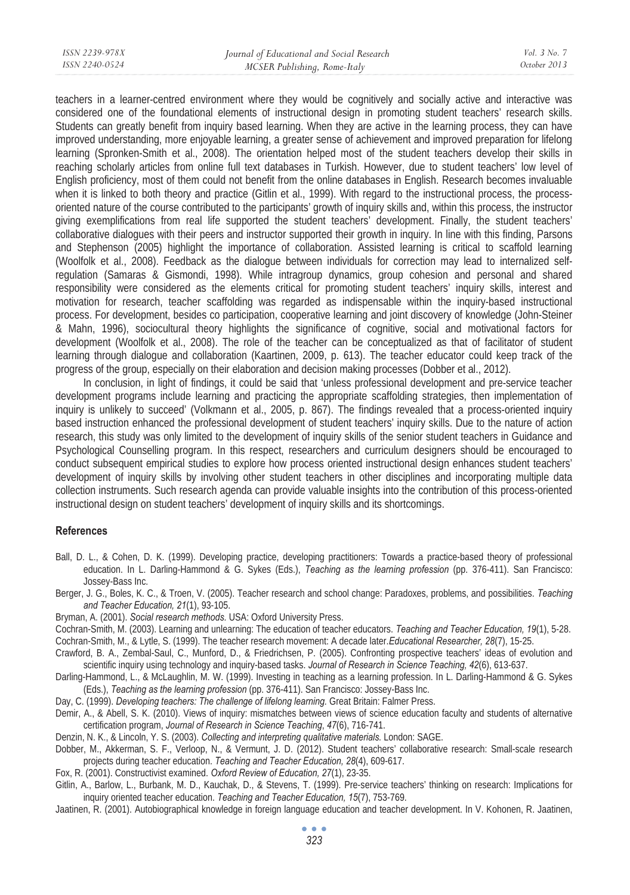teachers in a learner-centred environment where they would be cognitively and socially active and interactive was considered one of the foundational elements of instructional design in promoting student teachers' research skills. Students can greatly benefit from inquiry based learning. When they are active in the learning process, they can have improved understanding, more enjoyable learning, a greater sense of achievement and improved preparation for lifelong learning (Spronken-Smith et al., 2008). The orientation helped most of the student teachers develop their skills in reaching scholarly articles from online full text databases in Turkish. However, due to student teachers' low level of English proficiency, most of them could not benefit from the online databases in English. Research becomes invaluable when it is linked to both theory and practice (Gitlin et al., 1999). With regard to the instructional process, the process-oriented nature of the course contributed to the participants' growth of inquiry skills and, within this process, the instructor giving exemplifications from real life supported the student teachers' development. Finally, the student teachers' collaborative dialogues with their peers and instructor supported their growth in inquiry. In line with this finding, Parsons and Stephenson (2005) highlight the importance of collaboration. Assisted learning is critical to scaffold learning (Woolfolk et al., 2008). Feedback as the dialogue between individuals for correction may lead to internalized self-regulation (Samaras & Gismondi, 1998). While intragroup dynamics, group cohesion and personal and shared responsibility were considered as the elements critical for promoting student teachers' inquiry skills, interest and motivation for research, teacher scaffolding was regarded as indispensable within the inquiry-based instructional process. For development, besides co participation, cooperative learning and joint discovery of knowledge (John-Steiner & Mahn, 1996), sociocultural theory highlights the significance of cognitive, social and motivational factors for development (Woolfolk et al., 2008). The role of the teacher can be conceptualized as that of facilitator of student learning through dialogue and collaboration (Kaartinen, 2009, p. 613). The teacher educator could keep track of the progress of the group, especially on their elaboration and decision making processes (Dobber et al., 2012).

In conclusion, in light of findings, it could be said that 'unless professional development and pre-service teacher development programs include learning and practicing the appropriate scaffolding strategies, then implementation of inquiry is unlikely to succeed' (Volkmann et al., 2005, p. 867). The findings revealed that a process-oriented inquiry based instruction enhanced the professional development of student teachers' inquiry skills. Due to the nature of action research, this study was only limited to the development of inquiry skills of the senior student teachers in Guidance and Psychological Counselling program. In this respect, researchers and curriculum designers should be encouraged to conduct subsequent empirical studies to explore how process oriented instructional design enhances student teachers' development of inquiry skills by involving other student teachers in other disciplines and incorporating multiple data collection instruments. Such research agenda can provide valuable insights into the contribution of this process-oriented instructional design on student teachers' development of inquiry skills and its shortcomings.

## References

Ball, D. L., & Cohen, D. K. (1999). Developing practice, developing practitioners: Towards a practice-based theory of professional education. In L. Darling-Hammond & G. Sykes (Eds.), *Teaching as the learning profession* (pp. 376-411). San Francisco: Jossey-Bass Inc.

Berger, J. G., Boles, K. C., & Troen, V. (2005). Teacher research and school change: Paradoxes, problems, and possibilities. *Teaching and Teacher Education, 21*(1), 93-105.

Bryman, A. (2001). *Social research methods.* USA: Oxford University Press.

Cochran-Smith, M. (2003). Learning and unlearning: The education of teacher educators. *Teaching and Teacher Education, 19*(1), 5-28.

Cochran-Smith, M., & Lytle, S. (1999). The teacher research movement: A decade later.*Educational Researcher, 28*(7), 15-25.

Crawford, B. A., Zembal-Saul, C., Munford, D., & Friedrichsen, P. (2005). Confronting prospective teachers' ideas of evolution and scientific inquiry using technology and inquiry-based tasks. *Journal of Research in Science Teaching, 42*(6), 613-637.

Darling-Hammond, L., & McLaughlin, M. W. (1999). Investing in teaching as a learning profession. In L. Darling-Hammond & G. Sykes (Eds.), *Teaching as the learning profession* (pp. 376-411). San Francisco: Jossey-Bass Inc.

Day, C. (1999). *Developing teachers: The challenge of lifelong learning.* Great Britain: Falmer Press.

Demir, A., & Abell, S. K. (2010). Views of inquiry: mismatches between views of science education faculty and students of alternative certification program, *Journal of Research in Science Teaching*, *47*(6), 716-741.

Denzin, N. K., & Lincoln, Y. S. (2003). *Collecting and interpreting qualitative materials.* London: SAGE.

Dobber, M., Akkerman, S. F., Verloop, N., & Vermunt, J. D. (2012). Student teachers' collaborative research: Small-scale research projects during teacher education. *Teaching and Teacher Education, 28*(4), 609-617.

Fox, R. (2001). Constructivist examined. *Oxford Review of Education, 27*(1), 23-35.

Gitlin, A., Barlow, L., Burbank, M. D., Kauchak, D., & Stevens, T. (1999). Pre-service teachers' thinking on research: Implications for inquiry oriented teacher education. *Teaching and Teacher Education, 15*(7), 753-769.

Jaatinen, R. (2001). Autobiographical knowledge in foreign language education and teacher development. In V. Kohonen, R. Jaatinen,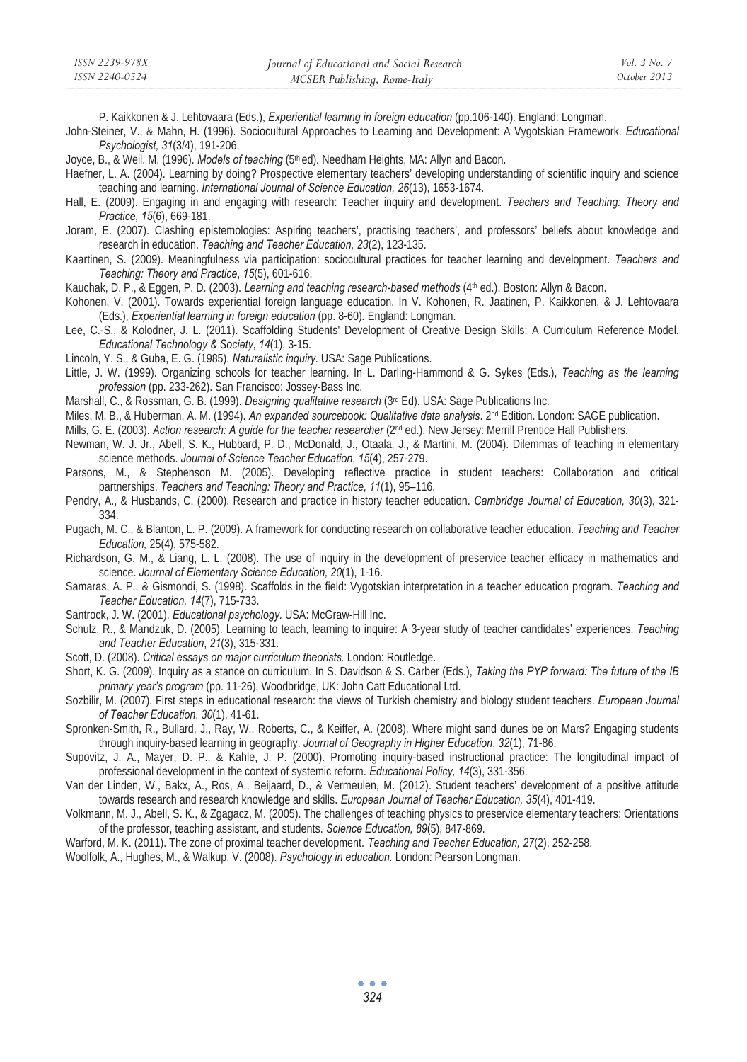P. Kaikkonen & J. Lehtovaara (Eds.), *Experiential learning in foreign education* (pp.106-140). England: Longman.

John-Steiner, V., & Mahn, H. (1996). Sociocultural Approaches to Learning and Development: A Vygotskian Framework. *Educational Psychologist, 31*(3/4), 191-206.

Joyce, B., & Weil. M. (1996). *Models of teaching* (5th ed). Needham Heights, MA: Allyn and Bacon.

Haefner, L. A. (2004). Learning by doing? Prospective elementary teachers' developing understanding of scientific inquiry and science teaching and learning. *International Journal of Science Education, 26*(13), 1653-1674.

Hall, E. (2009). Engaging in and engaging with research: Teacher inquiry and development. *Teachers and Teaching: Theory and Practice, 15*(6), 669-181.

Joram, E. (2007). Clashing epistemologies: Aspiring teachers', practising teachers', and professors' beliefs about knowledge and research in education. *Teaching and Teacher Education, 23*(2), 123-135.

Kaartinen, S. (2009). Meaningfulness via participation: sociocultural practices for teacher learning and development. *Teachers and Teaching: Theory and Practice*, *15*(5), 601-616.

Kauchak, D. P., & Eggen, P. D. (2003). *Learning and teaching research-based methods* (4th ed.). Boston: Allyn & Bacon.

Kohonen, V. (2001). Towards experiential foreign language education. In V. Kohonen, R. Jaatinen, P. Kaikkonen, & J. Lehtovaara (Eds.), *Experiential learning in foreign education* (pp. 8-60). England: Longman.

Lee, C.-S., & Kolodner, J. L. (2011). Scaffolding Students' Development of Creative Design Skills: A Curriculum Reference Model. *Educational Technology & Society*, *14*(1), 3-15.

Lincoln, Y. S., & Guba, E. G. (1985). *Naturalistic inquiry*. USA: Sage Publications.

Little, J. W. (1999). Organizing schools for teacher learning. In L. Darling-Hammond & G. Sykes (Eds.), *Teaching as the learning profession* (pp. 233-262). San Francisco: Jossey-Bass Inc.

Marshall, C., & Rossman, G. B. (1999). *Designing qualitative research* (3rd Ed). USA: Sage Publications Inc.

Miles, M. B., & Huberman, A. M. (1994). *An expanded sourcebook: Qualitative data analysis*. 2nd Edition. London: SAGE publication.

Mills, G. E. (2003). *Action research: A guide for the teacher researcher* (2nd ed.). New Jersey: Merrill Prentice Hall Publishers.

Newman, W. J. Jr., Abell, S. K., Hubbard, P. D., McDonald, J., Otaala, J., & Martini, M. (2004). Dilemmas of teaching in elementary science methods. *Journal of Science Teacher Education*, *15*(4), 257-279.

Parsons, M., & Stephenson M. (2005). Developing reflective practice in student teachers: Collaboration and critical partnerships. *Teachers and Teaching: Theory and Practice, 11*(1), 95–116.

Pendry, A., & Husbands, C. (2000). Research and practice in history teacher education. *Cambridge Journal of Education, 30*(3), 321-334.

Pugach, M. C., & Blanton, L. P. (2009). A framework for conducting research on collaborative teacher education. *Teaching and Teacher Education,* 25(4), 575-582.

Richardson, G. M., & Liang, L. L. (2008). The use of inquiry in the development of preservice teacher efficacy in mathematics and science. *Journal of Elementary Science Education, 20*(1), 1-16.

Samaras, A. P., & Gismondi, S. (1998). Scaffolds in the field: Vygotskian interpretation in a teacher education program. *Teaching and Teacher Education, 14*(7), 715-733.

Santrock, J. W. (2001). *Educational psychology*. USA: McGraw-Hill Inc.

Schulz, R., & Mandzuk, D. (2005). Learning to teach, learning to inquire: A 3-year study of teacher candidates' experiences. *Teaching and Teacher Education*, *21*(3), 315-331.

Scott, D. (2008). *Critical essays on major curriculum theorists.* London: Routledge.

Short, K. G. (2009). Inquiry as a stance on curriculum. In S. Davidson & S. Carber (Eds.), *Taking the PYP forward: The future of the IB primary year's program* (pp. 11-26). Woodbridge, UK: John Catt Educational Ltd.

Sozbilir, M. (2007). First steps in educational research: the views of Turkish chemistry and biology student teachers. *European Journal of Teacher Education*, *30*(1), 41-61.

Spronken-Smith, R., Bullard, J., Ray, W., Roberts, C., & Keiffer, A. (2008). Where might sand dunes be on Mars? Engaging students through inquiry-based learning in geography. *Journal of Geography in Higher Education*, *32*(1), 71-86.

Supovitz, J. A., Mayer, D. P., & Kahle, J. P. (2000). Promoting inquiry-based instructional practice: The longitudinal impact of professional development in the context of systemic reform. *Educational Policy, 14*(3), 331-356.

Van der Linden, W., Bakx, A., Ros, A., Beijaard, D., & Vermeulen, M. (2012). Student teachers' development of a positive attitude towards research and research knowledge and skills. *European Journal of Teacher Education, 35*(4), 401-419.

Volkmann, M. J., Abell, S. K., & Zgagacz, M. (2005). The challenges of teaching physics to preservice elementary teachers: Orientations of the professor, teaching assistant, and students. *Science Education, 89*(5), 847-869.

Warford, M. K. (2011). The zone of proximal teacher development. *Teaching and Teacher Education, 27*(2), 252-258.

Woolfolk, A., Hughes, M., & Walkup, V. (2008). *Psychology in education.* London: Pearson Longman.